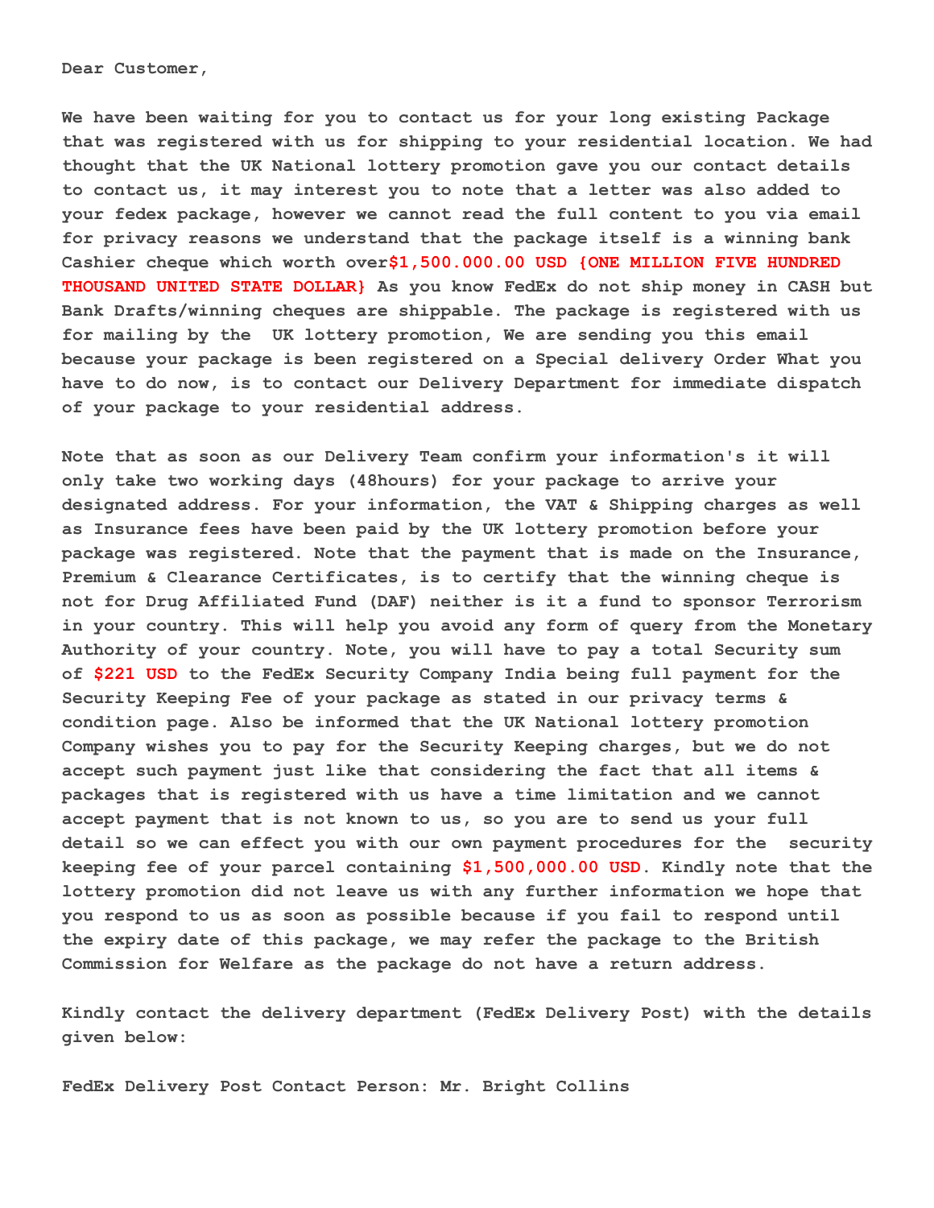**Dear Customer,**

**We have been waiting for you to contact us for your long existing Package that was registered with us for shipping to your residential location. We had thought that the UK National lottery promotion gave you our contact details to contact us, it may interest you to note that a letter was also added to your fedex package, however we cannot read the full content to you via email for privacy reasons we understand that the package itself is a winning bank Cashier cheque which worth over$1,500.000.00 USD {ONE MILLION FIVE HUNDRED THOUSAND UNITED STATE DOLLAR} As you know FedEx do not ship money in CASH but Bank Drafts/winning cheques are shippable. The package is registered with us for mailing by the UK lottery promotion, We are sending you this email because your package is been registered on a Special delivery Order What you have to do now, is to contact our Delivery Department for immediate dispatch of your package to your residential address.**

**Note that as soon as our Delivery Team confirm your information's it will only take two working days (48hours) for your package to arrive your designated address. For your information, the VAT & Shipping charges as well as Insurance fees have been paid by the UK lottery promotion before your package was registered. Note that the payment that is made on the Insurance, Premium & Clearance Certificates, is to certify that the winning cheque is not for Drug Affiliated Fund (DAF) neither is it a fund to sponsor Terrorism in your country. This will help you avoid any form of query from the Monetary Authority of your country. Note, you will have to pay a total Security sum of $221 USD to the FedEx Security Company India being full payment for the Security Keeping Fee of your package as stated in our privacy terms & condition page. Also be informed that the UK National lottery promotion Company wishes you to pay for the Security Keeping charges, but we do not accept such payment just like that considering the fact that all items & packages that is registered with us have a time limitation and we cannot accept payment that is not known to us, so you are to send us your full detail so we can effect you with our own payment procedures for the security keeping fee of your parcel containing $1,500,000.00 USD. Kindly note that the lottery promotion did not leave us with any further information we hope that you respond to us as soon as possible because if you fail to respond until the expiry date of this package, we may refer the package to the British Commission for Welfare as the package do not have a return address.**

**Kindly contact the delivery department (FedEx Delivery Post) with the details given below:**

**FedEx Delivery Post Contact Person: Mr. Bright Collins**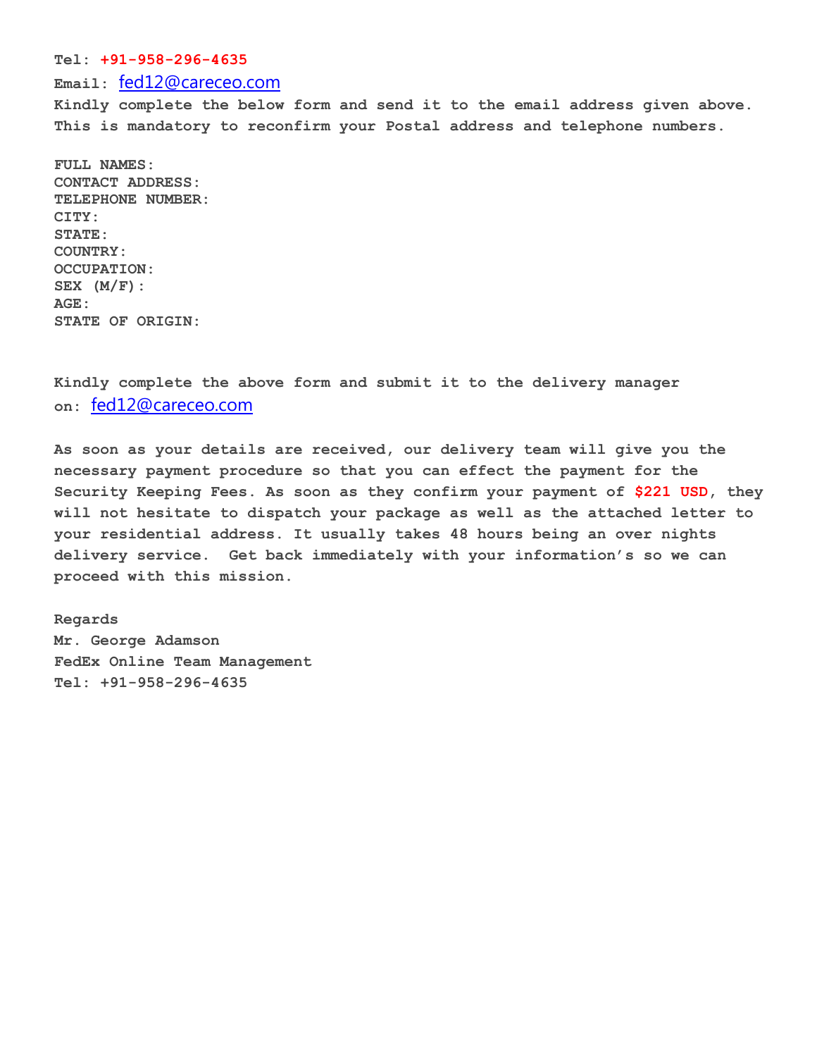**Tel: +91-958-296-4635**

**Email:** fed12@careceo.com

**Kindly complete the below form and send it to the email address given above. This is mandatory to reconfirm your Postal address and telephone numbers.**

**FULL NAMES:**
**CONTACT ADDRESS:**
**TELEPHONE NUMBER:**
**CITY:**
**STATE:**
**COUNTRY:**
**OCCUPATION:**
**SEX (M/F):**
**AGE:**
**STATE OF ORIGIN:**

**Kindly complete the above form and submit it to the delivery manager on:** fed12@careceo.com

**As soon as your details are received, our delivery team will give you the necessary payment procedure so that you can effect the payment for the Security Keeping Fees. As soon as they confirm your payment of $221 USD, they will not hesitate to dispatch your package as well as the attached letter to your residential address. It usually takes 48 hours being an over nights delivery service. Get back immediately with your information's so we can proceed with this mission.**

**Regards**
**Mr. George Adamson**
**FedEx Online Team Management**
**Tel: +91-958-296-4635**